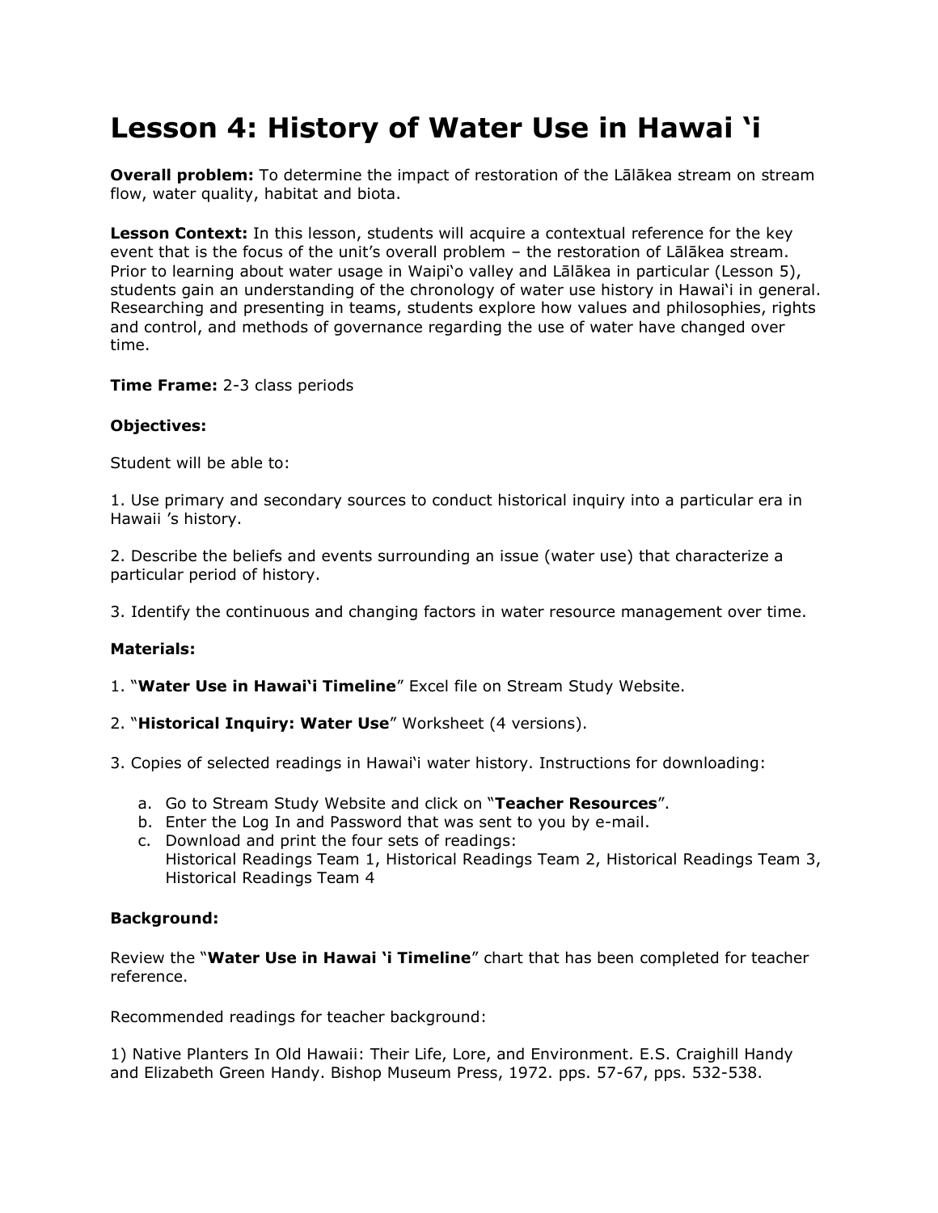# Lesson 4: History of Water Use in Hawai ʻi

**Overall problem:** To determine the impact of restoration of the Lālākea stream on stream flow, water quality, habitat and biota.

**Lesson Context:** In this lesson, students will acquire a contextual reference for the key event that is the focus of the unit's overall problem – the restoration of Lālākea stream. Prior to learning about water usage in Waipiʻo valley and Lālākea in particular (Lesson 5), students gain an understanding of the chronology of water use history in Hawaiʻi in general. Researching and presenting in teams, students explore how values and philosophies, rights and control, and methods of governance regarding the use of water have changed over time.

**Time Frame:** 2-3 class periods

**Objectives:**

Student will be able to:

1. Use primary and secondary sources to conduct historical inquiry into a particular era in Hawaii 's history.

2. Describe the beliefs and events surrounding an issue (water use) that characterize a particular period of history.

3. Identify the continuous and changing factors in water resource management over time.

**Materials:**

1. "**Water Use in Hawaiʻi Timeline**" Excel file on Stream Study Website.

2. "**Historical Inquiry: Water Use**" Worksheet (4 versions).

3. Copies of selected readings in Hawaiʻi water history. Instructions for downloading:

   a. Go to Stream Study Website and click on "**Teacher Resources**".
   b. Enter the Log In and Password that was sent to you by e-mail.
   c. Download and print the four sets of readings:
      Historical Readings Team 1, Historical Readings Team 2, Historical Readings Team 3, Historical Readings Team 4

**Background:**

Review the "**Water Use in Hawai ʻi Timeline**" chart that has been completed for teacher reference.

Recommended readings for teacher background:

1) Native Planters In Old Hawaii: Their Life, Lore, and Environment. E.S. Craighill Handy and Elizabeth Green Handy. Bishop Museum Press, 1972. pps. 57-67, pps. 532-538.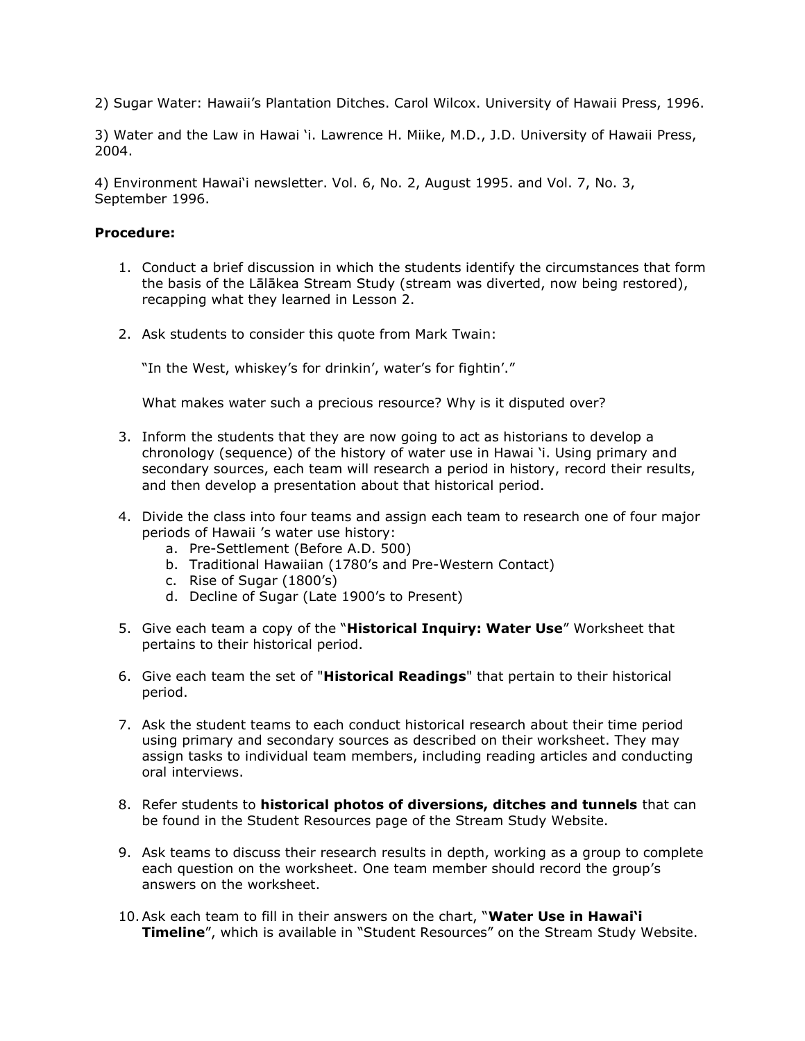2) Sugar Water: Hawaii's Plantation Ditches. Carol Wilcox. University of Hawaii Press, 1996.

3) Water and the Law in Hawai 'i. Lawrence H. Miike, M.D., J.D. University of Hawaii Press, 2004.

4) Environment Hawai'i newsletter. Vol. 6, No. 2, August 1995. and Vol. 7, No. 3, September 1996.

**Procedure:**

1. Conduct a brief discussion in which the students identify the circumstances that form the basis of the Lālākea Stream Study (stream was diverted, now being restored), recapping what they learned in Lesson 2.

2. Ask students to consider this quote from Mark Twain:

   "In the West, whiskey's for drinkin', water's for fightin'."

   What makes water such a precious resource? Why is it disputed over?

3. Inform the students that they are now going to act as historians to develop a chronology (sequence) of the history of water use in Hawai 'i. Using primary and secondary sources, each team will research a period in history, record their results, and then develop a presentation about that historical period.

4. Divide the class into four teams and assign each team to research one of four major periods of Hawaii 's water use history:
   a. Pre-Settlement (Before A.D. 500)
   b. Traditional Hawaiian (1780's and Pre-Western Contact)
   c. Rise of Sugar (1800's)
   d. Decline of Sugar (Late 1900's to Present)

5. Give each team a copy of the "**Historical Inquiry: Water Use**" Worksheet that pertains to their historical period.

6. Give each team the set of "**Historical Readings**" that pertain to their historical period.

7. Ask the student teams to each conduct historical research about their time period using primary and secondary sources as described on their worksheet. They may assign tasks to individual team members, including reading articles and conducting oral interviews.

8. Refer students to **historical photos of diversions, ditches and tunnels** that can be found in the Student Resources page of the Stream Study Website.

9. Ask teams to discuss their research results in depth, working as a group to complete each question on the worksheet. One team member should record the group's answers on the worksheet.

10. Ask each team to fill in their answers on the chart, "**Water Use in Hawai'i Timeline**", which is available in "Student Resources" on the Stream Study Website.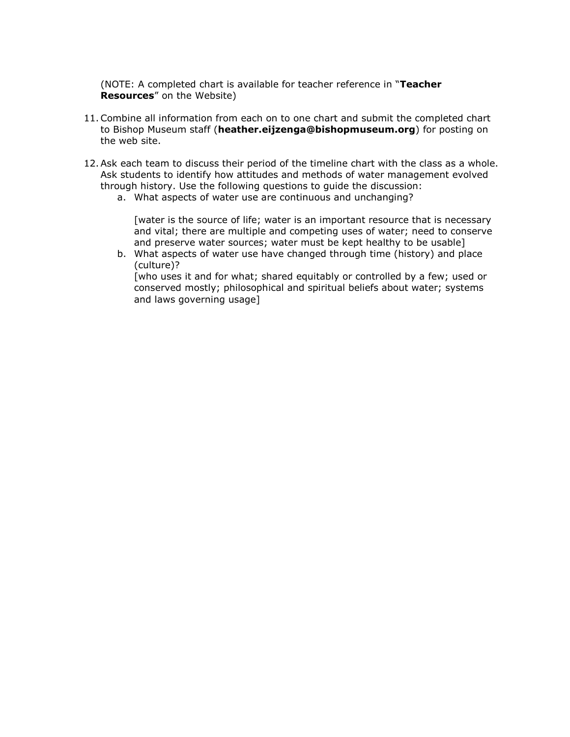(NOTE: A completed chart is available for teacher reference in "**Teacher Resources**" on the Website)

11. Combine all information from each on to one chart and submit the completed chart to Bishop Museum staff (**heather.eijzenga@bishopmuseum.org**) for posting on the web site.

12. Ask each team to discuss their period of the timeline chart with the class as a whole. Ask students to identify how attitudes and methods of water management evolved through history. Use the following questions to guide the discussion:
    a. What aspects of water use are continuous and unchanging?

       [water is the source of life; water is an important resource that is necessary and vital; there are multiple and competing uses of water; need to conserve and preserve water sources; water must be kept healthy to be usable]
    b. What aspects of water use have changed through time (history) and place (culture)?
       [who uses it and for what; shared equitably or controlled by a few; used or conserved mostly; philosophical and spiritual beliefs about water; systems and laws governing usage]